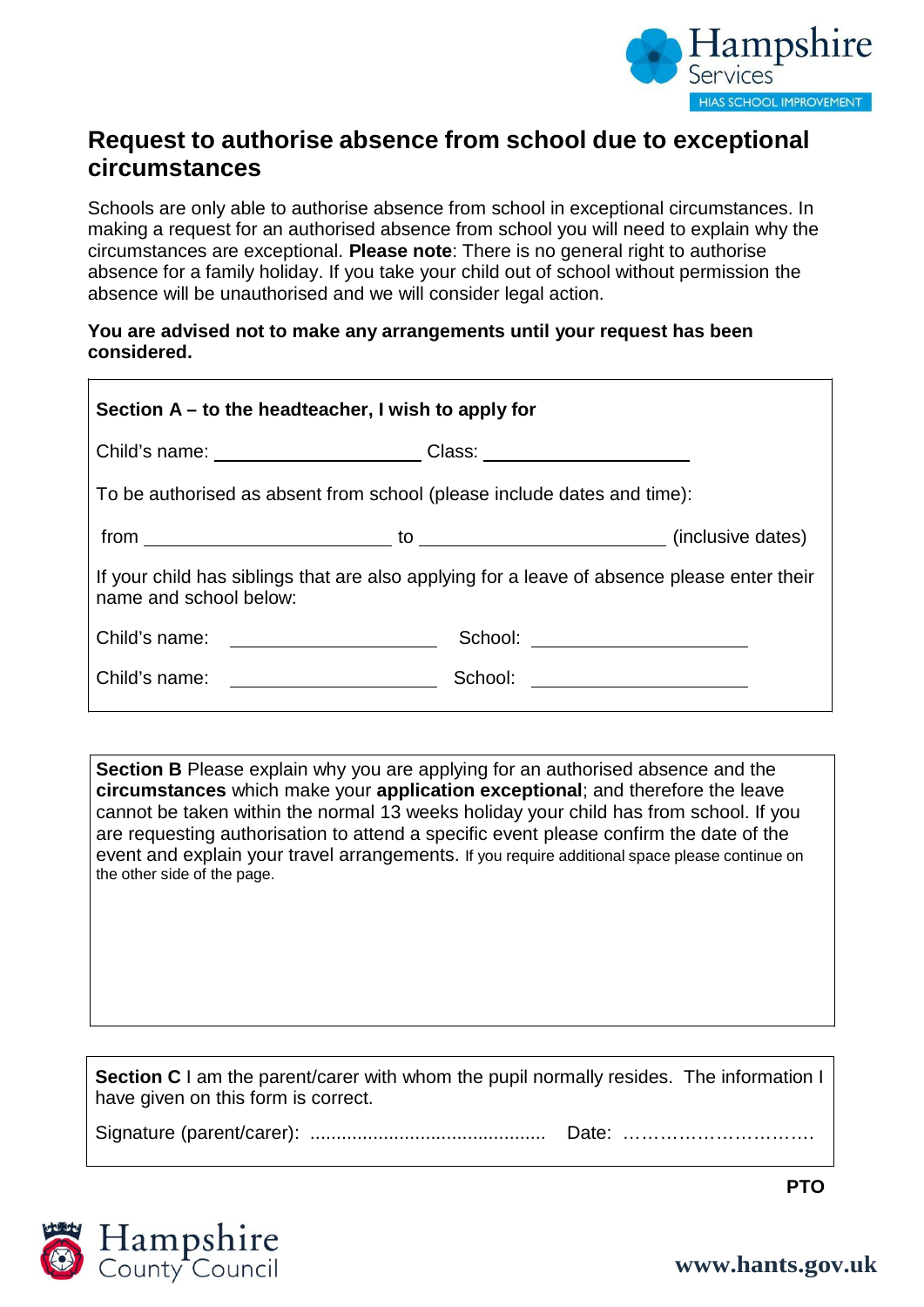Hampshire Services
HIAS SCHOOL IMPROVEMENT

# Request to authorise absence from school due to exceptional circumstances

Schools are only able to authorise absence from school in exceptional circumstances. In making a request for an authorised absence from school you will need to explain why the circumstances are exceptional. **Please note**: There is no general right to authorise absence for a family holiday. If you take your child out of school without permission the absence will be unauthorised and we will consider legal action.

**You are advised not to make any arrangements until your request has been considered.**

**Section A – to the headteacher, I wish to apply for**

Child's name: ______________________ Class: ______________________

To be authorised as absent from school (please include dates and time):

from __________________________ to __________________________ (inclusive dates)

If your child has siblings that are also applying for a leave of absence please enter their name and school below:

Child's name: ______________________ School: ______________________

Child's name: ______________________ School: ______________________

**Section B** Please explain why you are applying for an authorised absence and the **circumstances** which make your **application exceptional**; and therefore the leave cannot be taken within the normal 13 weeks holiday your child has from school. If you are requesting authorisation to attend a specific event please confirm the date of the event and explain your travel arrangements. If you require additional space please continue on the other side of the page.

**Section C** I am the parent/carer with whom the pupil normally resides. The information I have given on this form is correct.

Signature (parent/carer): ............................................ Date: ………………………….

**PTO**

Hampshire County Council

www.hants.gov.uk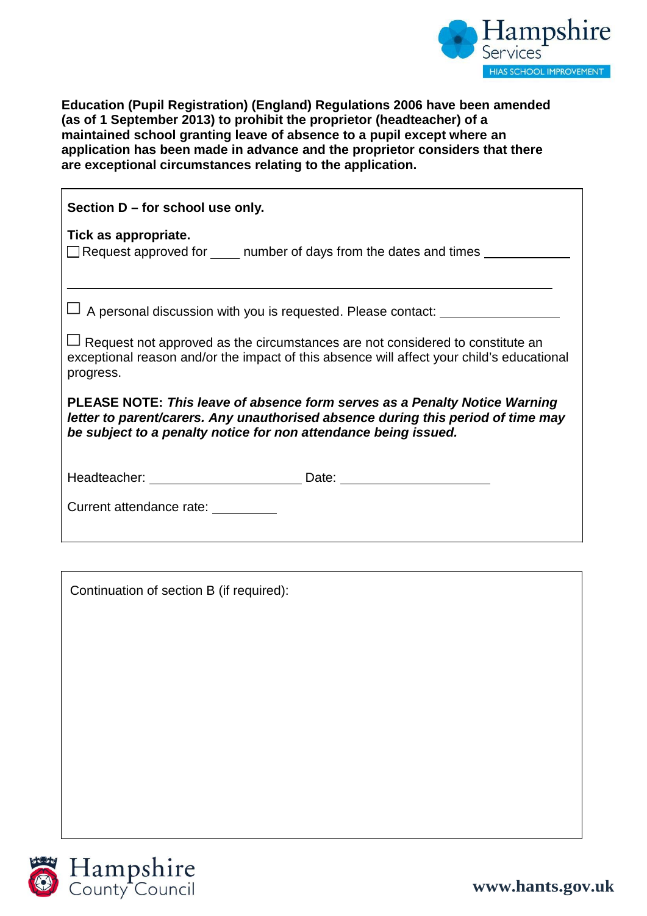**Education (Pupil Registration) (England) Regulations 2006 have been amended (as of 1 September 2013) to prohibit the proprietor (headteacher) of a maintained school granting leave of absence to a pupil except where an application has been made in advance and the proprietor considers that there are exceptional circumstances relating to the application.**

**Section D – for school use only.**

**Tick as appropriate.**

☐ Request approved for ____ number of days from the dates and times ____________

________________________________________________________________

☐ A personal discussion with you is requested. Please contact: ________________

☐ Request not approved as the circumstances are not considered to constitute an exceptional reason and/or the impact of this absence will affect your child's educational progress.

**PLEASE NOTE:** ***This leave of absence form serves as a Penalty Notice Warning letter to parent/carers. Any unauthorised absence during this period of time may be subject to a penalty notice for non attendance being issued.***

Headteacher: ______________________ Date: ______________________

Current attendance rate: __________

Continuation of section B (if required):